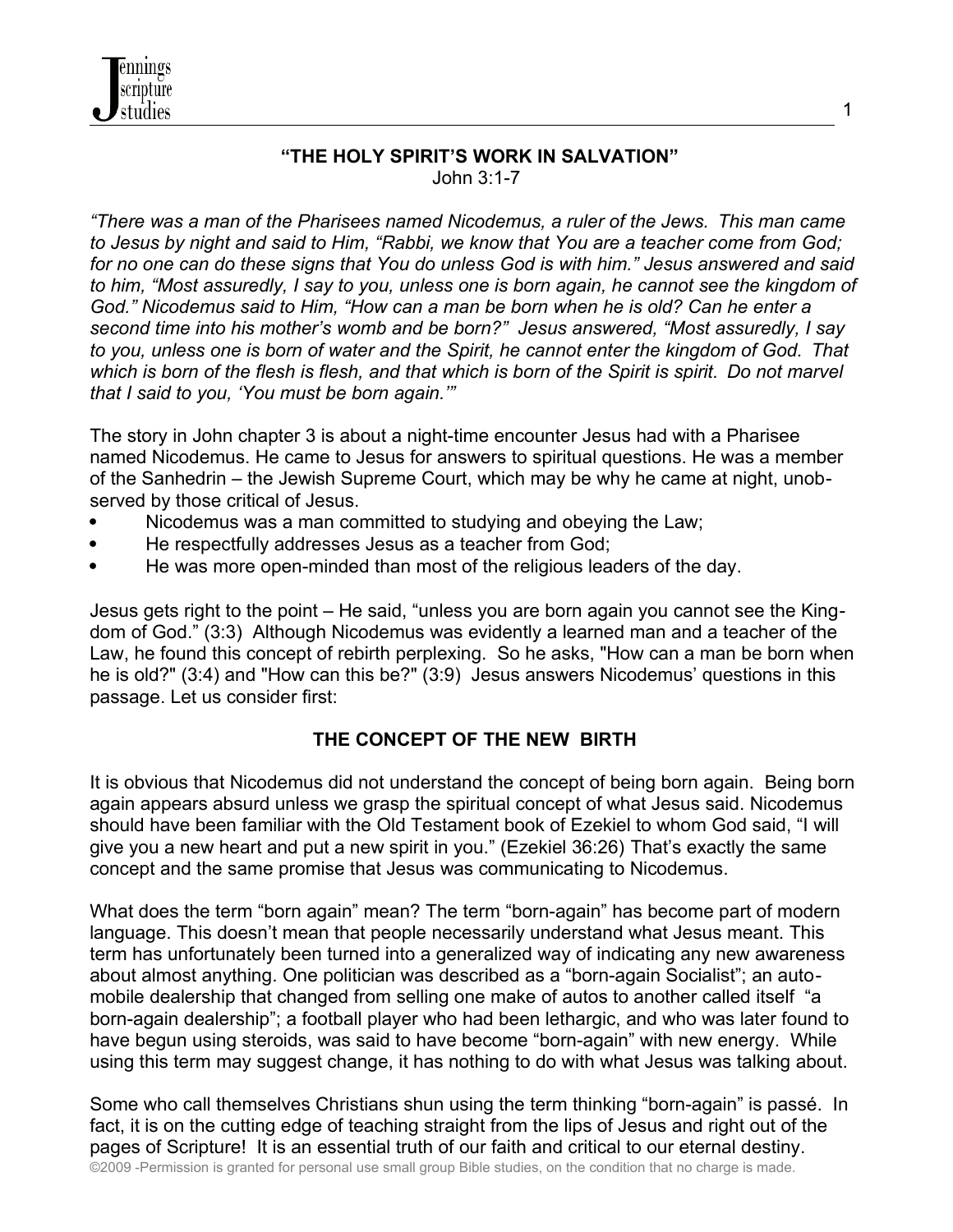## "THE HOLY SPIRIT'S WORK IN SALVATION"

John 3:1-7

*"There was a man of the Pharisees named Nicodemus, a ruler of the Jews. This man came to Jesus by night and said to Him, "Rabbi, we know that You are a teacher come from God; for no one can do these signs that You do unless God is with him." Jesus answered and said to him, "Most assuredly, I say to you, unless one is born again, he cannot see the kingdom of God." Nicodemus said to Him, "How can a man be born when he is old? Can he enter a second time into his mother's womb and be born?" Jesus answered, "Most assuredly, I say to you, unless one is born of water and the Spirit, he cannot enter the kingdom of God. That which is born of the flesh is flesh, and that which is born of the Spirit is spirit. Do not marvel that I said to you, 'You must be born again.'"*

The story in John chapter 3 is about a night-time encounter Jesus had with a Pharisee named Nicodemus. He came to Jesus for answers to spiritual questions. He was a member of the Sanhedrin – the Jewish Supreme Court, which may be why he came at night, unobserved by those critical of Jesus.

- Nicodemus was a man committed to studying and obeying the Law;
- He respectfully addresses Jesus as a teacher from God;
- He was more open-minded than most of the religious leaders of the day.

Jesus gets right to the point – He said, "unless you are born again you cannot see the Kingdom of God." (3:3) Although Nicodemus was evidently a learned man and a teacher of the Law, he found this concept of rebirth perplexing. So he asks, "How can a man be born when he is old?" (3:4) and "How can this be?" (3:9) Jesus answers Nicodemus' questions in this passage. Let us consider first:

### THE CONCEPT OF THE NEW BIRTH

It is obvious that Nicodemus did not understand the concept of being born again. Being born again appears absurd unless we grasp the spiritual concept of what Jesus said. Nicodemus should have been familiar with the Old Testament book of Ezekiel to whom God said, "I will give you a new heart and put a new spirit in you." (Ezekiel 36:26) That's exactly the same concept and the same promise that Jesus was communicating to Nicodemus.

What does the term "born again" mean? The term "born-again" has become part of modern language. This doesn't mean that people necessarily understand what Jesus meant. This term has unfortunately been turned into a generalized way of indicating any new awareness about almost anything. One politician was described as a "born-again Socialist"; an automobile dealership that changed from selling one make of autos to another called itself "a born-again dealership"; a football player who had been lethargic, and who was later found to have begun using steroids, was said to have become "born-again" with new energy. While using this term may suggest change, it has nothing to do with what Jesus was talking about.

Some who call themselves Christians shun using the term thinking "born-again" is passé. In fact, it is on the cutting edge of teaching straight from the lips of Jesus and right out of the pages of Scripture! It is an essential truth of our faith and critical to our eternal destiny.

©2009 -Permission is granted for personal use small group Bible studies, on the condition that no charge is made.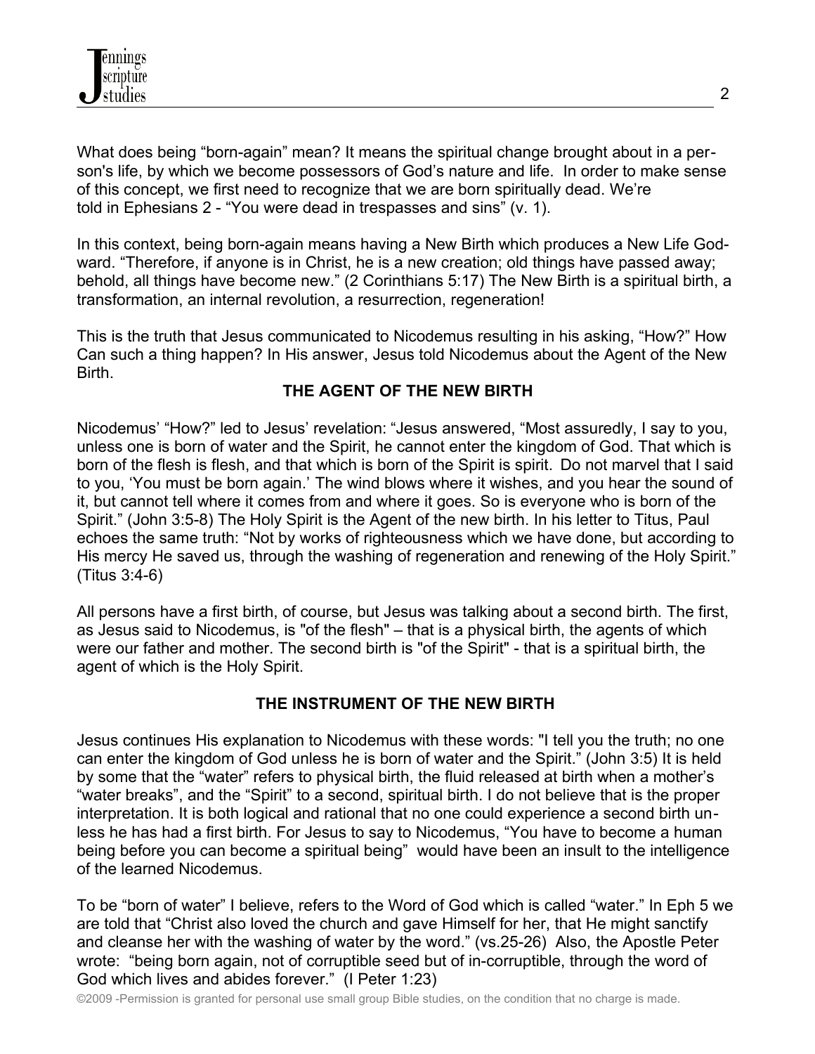What does being “born-again” mean? It means the spiritual change brought about in a person's life, by which we become possessors of God’s nature and life. In order to make sense of this concept, we first need to recognize that we are born spiritually dead. We’re told in Ephesians 2 - “You were dead in trespasses and sins” (v. 1).

In this context, being born-again means having a New Birth which produces a New Life Godward. “Therefore, if anyone is in Christ, he is a new creation; old things have passed away; behold, all things have become new.” (2 Corinthians 5:17) The New Birth is a spiritual birth, a transformation, an internal revolution, a resurrection, regeneration!

This is the truth that Jesus communicated to Nicodemus resulting in his asking, “How?” How Can such a thing happen? In His answer, Jesus told Nicodemus about the Agent of the New Birth.

## THE AGENT OF THE NEW BIRTH

Nicodemus’ “How?” led to Jesus’ revelation: “Jesus answered, “Most assuredly, I say to you, unless one is born of water and the Spirit, he cannot enter the kingdom of God. That which is born of the flesh is flesh, and that which is born of the Spirit is spirit. Do not marvel that I said to you, ‘You must be born again.’ The wind blows where it wishes, and you hear the sound of it, but cannot tell where it comes from and where it goes. So is everyone who is born of the Spirit.” (John 3:5-8) The Holy Spirit is the Agent of the new birth. In his letter to Titus, Paul echoes the same truth: “Not by works of righteousness which we have done, but according to His mercy He saved us, through the washing of regeneration and renewing of the Holy Spirit.” (Titus 3:4-6)

All persons have a first birth, of course, but Jesus was talking about a second birth. The first, as Jesus said to Nicodemus, is "of the flesh" – that is a physical birth, the agents of which were our father and mother. The second birth is "of the Spirit" - that is a spiritual birth, the agent of which is the Holy Spirit.

## THE INSTRUMENT OF THE NEW BIRTH

Jesus continues His explanation to Nicodemus with these words: "I tell you the truth; no one can enter the kingdom of God unless he is born of water and the Spirit.” (John 3:5) It is held by some that the “water” refers to physical birth, the fluid released at birth when a mother’s “water breaks”, and the “Spirit” to a second, spiritual birth. I do not believe that is the proper interpretation. It is both logical and rational that no one could experience a second birth unless he has had a first birth. For Jesus to say to Nicodemus, “You have to become a human being before you can become a spiritual being” would have been an insult to the intelligence of the learned Nicodemus.

To be “born of water” I believe, refers to the Word of God which is called “water.” In Eph 5 we are told that “Christ also loved the church and gave Himself for her, that He might sanctify and cleanse her with the washing of water by the word.” (vs.25-26) Also, the Apostle Peter wrote: “being born again, not of corruptible seed but of in-corruptible, through the word of God which lives and abides forever.” (I Peter 1:23)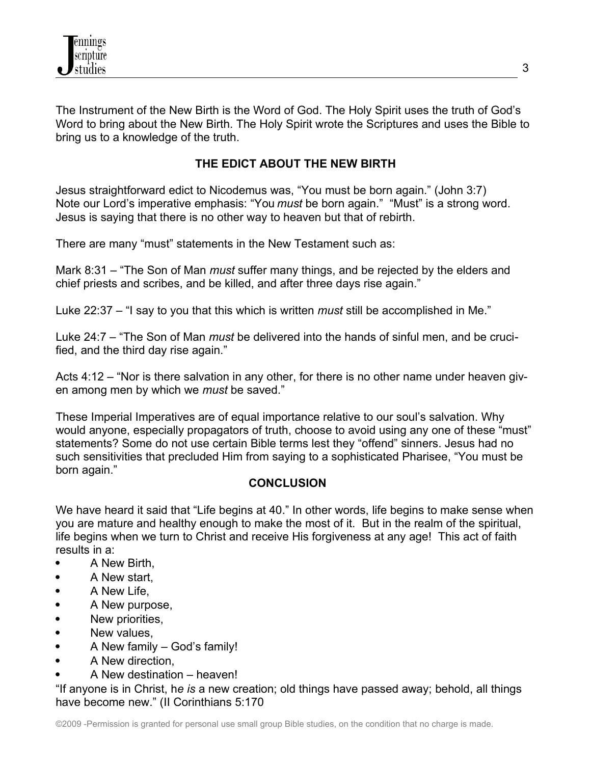The Instrument of the New Birth is the Word of God. The Holy Spirit uses the truth of God's Word to bring about the New Birth. The Holy Spirit wrote the Scriptures and uses the Bible to bring us to a knowledge of the truth.

## THE EDICT ABOUT THE NEW BIRTH

Jesus straightforward edict to Nicodemus was, "You must be born again." (John 3:7) Note our Lord's imperative emphasis: "You *must* be born again." "Must" is a strong word. Jesus is saying that there is no other way to heaven but that of rebirth.

There are many "must" statements in the New Testament such as:

Mark 8:31 – "The Son of Man *must* suffer many things, and be rejected by the elders and chief priests and scribes, and be killed, and after three days rise again."

Luke 22:37 – "I say to you that this which is written *must* still be accomplished in Me."

Luke 24:7 – "The Son of Man *must* be delivered into the hands of sinful men, and be crucified, and the third day rise again."

Acts 4:12 – "Nor is there salvation in any other, for there is no other name under heaven given among men by which we *must* be saved."

These Imperial Imperatives are of equal importance relative to our soul's salvation. Why would anyone, especially propagators of truth, choose to avoid using any one of these "must" statements? Some do not use certain Bible terms lest they "offend" sinners. Jesus had no such sensitivities that precluded Him from saying to a sophisticated Pharisee, "You must be born again."

## CONCLUSION

We have heard it said that "Life begins at 40." In other words, life begins to make sense when you are mature and healthy enough to make the most of it. But in the realm of the spiritual, life begins when we turn to Christ and receive His forgiveness at any age! This act of faith results in a:

- A New Birth,
- A New start,
- A New Life,
- A New purpose,
- New priorities,
- New values,
- A New family – God's family!
- A New direction,
- A New destination – heaven!

"If anyone is in Christ, h*e is* a new creation; old things have passed away; behold, all things have become new." (II Corinthians 5:170

©2009 -Permission is granted for personal use small group Bible studies, on the condition that no charge is made.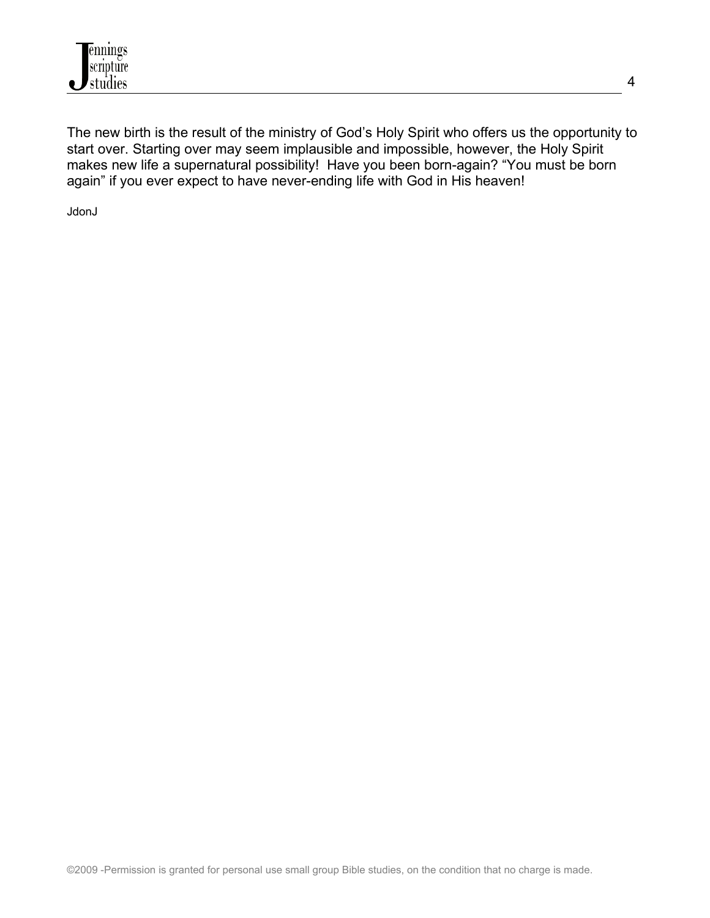The new birth is the result of the ministry of God's Holy Spirit who offers us the opportunity to start over. Starting over may seem implausible and impossible, however, the Holy Spirit makes new life a supernatural possibility! Have you been born-again? "You must be born again" if you ever expect to have never-ending life with God in His heaven!

JdonJ